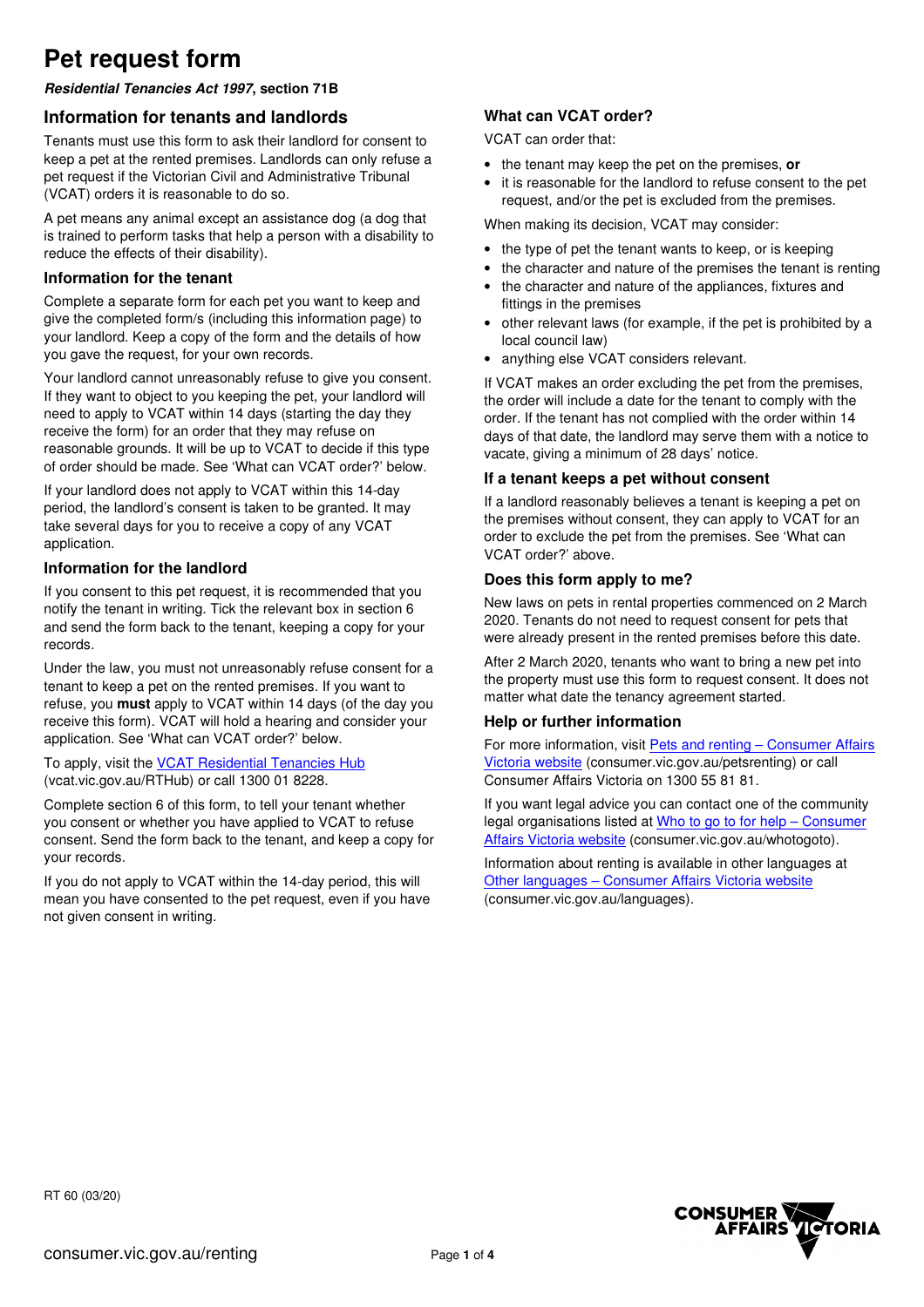# Pet request form

***Residential Tenancies Act 1997*, section 71B**

## Information for tenants and landlords

Tenants must use this form to ask their landlord for consent to keep a pet at the rented premises. Landlords can only refuse a pet request if the Victorian Civil and Administrative Tribunal (VCAT) orders it is reasonable to do so.

A pet means any animal except an assistance dog (a dog that is trained to perform tasks that help a person with a disability to reduce the effects of their disability).

### Information for the tenant

Complete a separate form for each pet you want to keep and give the completed form/s (including this information page) to your landlord. Keep a copy of the form and the details of how you gave the request, for your own records.

Your landlord cannot unreasonably refuse to give you consent. If they want to object to you keeping the pet, your landlord will need to apply to VCAT within 14 days (starting the day they receive the form) for an order that they may refuse on reasonable grounds. It will be up to VCAT to decide if this type of order should be made. See 'What can VCAT order?' below.

If your landlord does not apply to VCAT within this 14-day period, the landlord's consent is taken to be granted. It may take several days for you to receive a copy of any VCAT application.

### Information for the landlord

If you consent to this pet request, it is recommended that you notify the tenant in writing. Tick the relevant box in section 6 and send the form back to the tenant, keeping a copy for your records.

Under the law, you must not unreasonably refuse consent for a tenant to keep a pet on the rented premises. If you want to refuse, you **must** apply to VCAT within 14 days (of the day you receive this form). VCAT will hold a hearing and consider your application. See 'What can VCAT order?' below.

To apply, visit the [VCAT Residential Tenancies Hub](vcat.vic.gov.au/RTHub) (vcat.vic.gov.au/RTHub) or call 1300 01 8228.

Complete section 6 of this form, to tell your tenant whether you consent or whether you have applied to VCAT to refuse consent. Send the form back to the tenant, and keep a copy for your records.

If you do not apply to VCAT within the 14-day period, this will mean you have consented to the pet request, even if you have not given consent in writing.

## What can VCAT order?

VCAT can order that:

- the tenant may keep the pet on the premises, **or**
- it is reasonable for the landlord to refuse consent to the pet request, and/or the pet is excluded from the premises.

When making its decision, VCAT may consider:

- the type of pet the tenant wants to keep, or is keeping
- the character and nature of the premises the tenant is renting
- the character and nature of the appliances, fixtures and fittings in the premises
- other relevant laws (for example, if the pet is prohibited by a local council law)
- anything else VCAT considers relevant.

If VCAT makes an order excluding the pet from the premises, the order will include a date for the tenant to comply with the order. If the tenant has not complied with the order within 14 days of that date, the landlord may serve them with a notice to vacate, giving a minimum of 28 days' notice.

### If a tenant keeps a pet without consent

If a landlord reasonably believes a tenant is keeping a pet on the premises without consent, they can apply to VCAT for an order to exclude the pet from the premises. See 'What can VCAT order?' above.

### Does this form apply to me?

New laws on pets in rental properties commenced on 2 March 2020. Tenants do not need to request consent for pets that were already present in the rented premises before this date.

After 2 March 2020, tenants who want to bring a new pet into the property must use this form to request consent. It does not matter what date the tenancy agreement started.

### Help or further information

For more information, visit [Pets and renting – Consumer Affairs Victoria website](consumer.vic.gov.au/petsrenting) (consumer.vic.gov.au/petsrenting) or call Consumer Affairs Victoria on 1300 55 81 81.

If you want legal advice you can contact one of the community legal organisations listed at [Who to go to for help – Consumer Affairs Victoria website](consumer.vic.gov.au/whotogoto) (consumer.vic.gov.au/whotogoto).

Information about renting is available in other languages at [Other languages – Consumer Affairs Victoria website](consumer.vic.gov.au/languages) (consumer.vic.gov.au/languages).

RT 60 (03/20)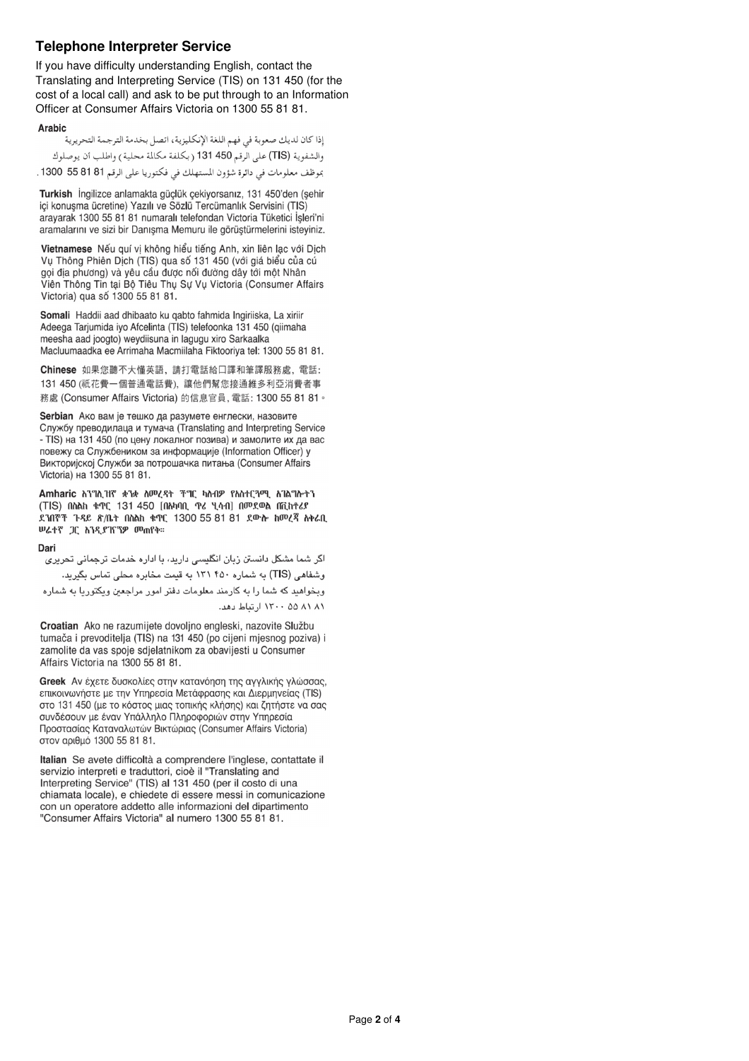## Telephone Interpreter Service

If you have difficulty understanding English, contact the Translating and Interpreting Service (TIS) on 131 450 (for the cost of a local call) and ask to be put through to an Information Officer at Consumer Affairs Victoria on 1300 55 81 81.

**Arabic**

إذا كان لديك صعوبة في فهم اللغة الإنكليزية، اتصل بخدمة الترجمة التحريرية والشفوية (TIS) على الرقم 450 131 (بكلفة مكالمة محلية) واطلب أن يوصلوك بموظف معلومات في دائرة شؤون المستهلك في فكتوريا على الرقم 81 81 55 1300.

**Turkish** İngilizce anlamakta güçlük çekiyorsanız, 131 450'den (şehir içi konuşma ücretine) Yazılı ve Sözlü Tercümanlık Servisini (TIS) arayarak 1300 55 81 81 numaralı telefondan Victoria Tüketici İşleri'ni aramalarını ve sizi bir Danışma Memuru ile görüştürmelerini isteyiniz.

**Vietnamese** Nếu quí vị không hiểu tiếng Anh, xin liên lạc với Dịch Vụ Thông Phiên Dịch (TIS) qua số 131 450 (với giá biểu của cú gọi địa phương) và yêu cầu được nối đường dây tới một Nhân Viên Thông Tin tại Bộ Tiêu Thụ Sự Vụ Victoria (Consumer Affairs Victoria) qua số 1300 55 81 81.

**Somali** Haddii aad dhibaato ku qabto fahmida Ingiriiska, La xiriir Adeega Tarjumida iyo Afcelinta (TIS) telefoonka 131 450 (qiimaha meesha aad joogto) weydiisuna in lagugu xiro Sarkaalka Macluumaadka ee Arrimaha Macmiilaha Fiktooriya tel: 1300 55 81 81.

**Chinese** 如果您聽不大懂英語，請打電話給口譯和筆譯服務處，電話：131 450 (祇花費一個普通電話費)，讓他們幫您接通維多利亞消費者事務處 (Consumer Affairs Victoria) 的信息官員，電話：1300 55 81 81。

**Serbian** Ако вам је тешко да разумете енглески, назовите Службу преводилаца и тумача (Translating and Interpreting Service - TIS) на 131 450 (по цену локалног позива) и замолите их да вас повежу са Службеником за информације (Information Officer) у Викторијској Служби за потрошачка питања (Consumer Affairs Victoria) на 1300 55 81 81.

**Amharic** እንግሊዝኛ ቋንቋ ለመረዳት ችግር ካለብዎ የአስተርጓሚ አገልግሎትን (TIS) በስልክ ቁጥር 131 450 [በአካባቢ ጥሪ ዋጋ] በመደወል በቪክቶሪያ ደንበኞች ጉዳይ ጽ/ቤት በስልክ ቁጥር 1300 55 81 81 ደውሉ ከመረጃ አቅራቢ ሠራተኛ ጋር እንዲያገኙዎ መጠየቅ።

**Dari**

اگر شما مشکل دانستن زبان انگلیسی دارید، با اداره خدمات ترجمانی تحریری وشفاهی (TIS) به شماره ۱۳۱ ۴۵۰ به قیمت مخابره محلی تماس بگیرید. وبخواهید که شما را به کارمند معلومات دفتر امور مراجعین ویکتوریا به شماره ۱۳۰۰ ۵۵ ۸۱ ۸۱ ارتباط دهد.

**Croatian** Ako ne razumijete dovoljno engleski, nazovite Službu tumača i prevoditelja (TIS) na 131 450 (po cijeni mjesnog poziva) i zamolite da vas spoje sdjelatnikom za obavijesti u Consumer Affairs Victoria na 1300 55 81 81.

**Greek** Αν έχετε δυσκολίες στην κατανόηση της αγγλικής γλώσσας, επικοινωνήστε με την Υπηρεσία Μετάφρασης και Διερμηνείας (TIS) στο 131 450 (με το κόστος μιας τοπικής κλήσης) και ζητήστε να σας συνδέσουν με έναν Υπάλληλο Πληροφοριών στην Υπηρεσία Προστασίας Καταναλωτών Βικτώριας (Consumer Affairs Victoria) στον αριθμό 1300 55 81 81.

**Italian** Se avete difficoltà a comprendere l'inglese, contattate il servizio interpreti e traduttori, cioè il "Translating and Interpreting Service" (TIS) al 131 450 (per il costo di una chiamata locale), e chiedete di essere messi in comunicazione con un operatore addetto alle informazioni del dipartimento "Consumer Affairs Victoria" al numero 1300 55 81 81.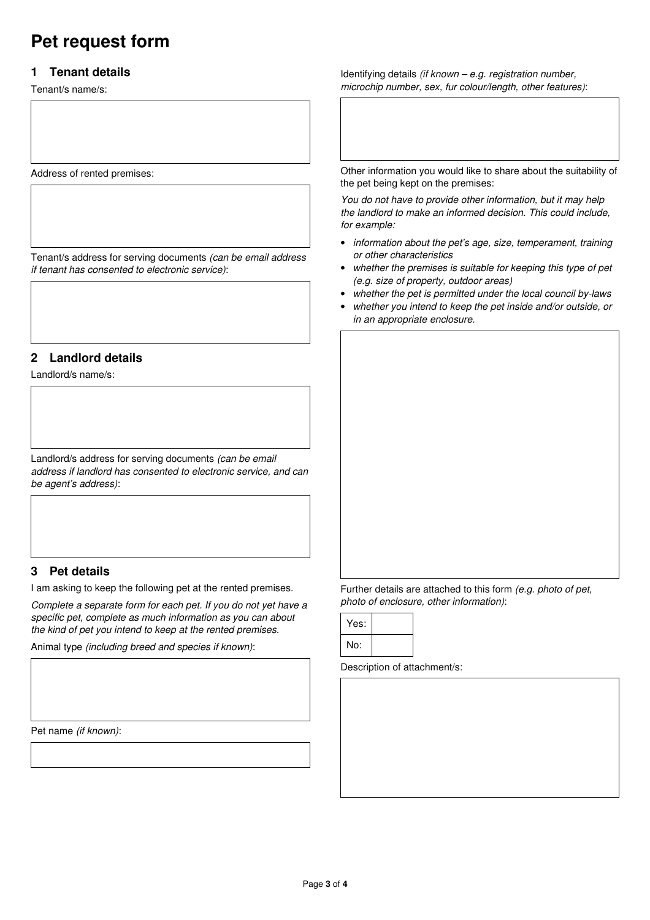# Pet request form

## 1 Tenant details

Tenant/s name/s:

Address of rented premises:

Tenant/s address for serving documents *(can be email address if tenant has consented to electronic service)*:

## 2 Landlord details

Landlord/s name/s:

Landlord/s address for serving documents *(can be email address if landlord has consented to electronic service, and can be agent's address)*:

## 3 Pet details

I am asking to keep the following pet at the rented premises.

*Complete a separate form for each pet. If you do not yet have a specific pet, complete as much information as you can about the kind of pet you intend to keep at the rented premises.*

Animal type *(including breed and species if known)*:

Pet name *(if known)*:

Identifying details *(if known – e.g. registration number, microchip number, sex, fur colour/length, other features)*:

Other information you would like to share about the suitability of the pet being kept on the premises:

*You do not have to provide other information, but it may help the landlord to make an informed decision. This could include, for example:*

- *information about the pet's age, size, temperament, training or other characteristics*
- *whether the premises is suitable for keeping this type of pet (e.g. size of property, outdoor areas)*
- *whether the pet is permitted under the local council by-laws*
- *whether you intend to keep the pet inside and/or outside, or in an appropriate enclosure.*

Further details are attached to this form *(e.g. photo of pet, photo of enclosure, other information)*:

| Yes: | |
| --- | --- |
| No: | |

Description of attachment/s: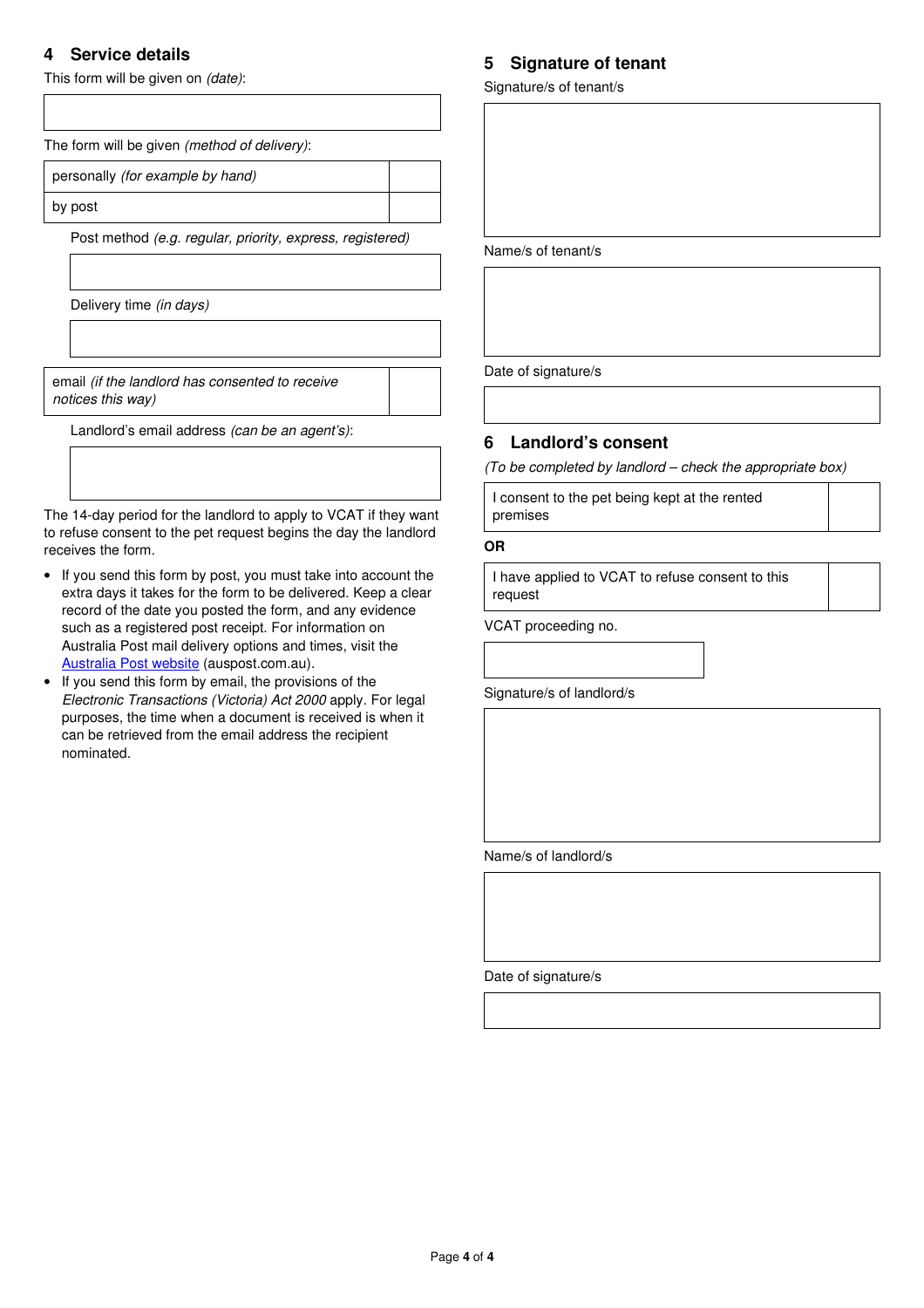## 4 Service details

This form will be given on *(date)*:

|   |
|---|
|   |

The form will be given *(method of delivery)*:

| | |
|---|---|
| personally *(for example by hand)* | |
| by post | |

Post method *(e.g. regular, priority, express, registered)*

|   |
|---|
|   |

Delivery time *(in days)*

|   |
|---|
|   |

| | |
|---|---|
| email *(if the landlord has consented to receive notices this way)* | |

Landlord's email address *(can be an agent's)*:

|   |
|---|
|   |

The 14-day period for the landlord to apply to VCAT if they want to refuse consent to the pet request begins the day the landlord receives the form.

- If you send this form by post, you must take into account the extra days it takes for the form to be delivered. Keep a clear record of the date you posted the form, and any evidence such as a registered post receipt. For information on Australia Post mail delivery options and times, visit the Australia Post website (auspost.com.au).
- If you send this form by email, the provisions of the *Electronic Transactions (Victoria) Act 2000* apply. For legal purposes, the time when a document is received is when it can be retrieved from the email address the recipient nominated.

## 5 Signature of tenant

Signature/s of tenant/s

|   |
|---|
|   |

Name/s of tenant/s

|   |
|---|
|   |

Date of signature/s

|   |
|---|
|   |

## 6 Landlord's consent

*(To be completed by landlord – check the appropriate box)*

| | |
|---|---|
| I consent to the pet being kept at the rented premises | |

**OR**

| | |
|---|---|
| I have applied to VCAT to refuse consent to this request | |

VCAT proceeding no.

|   |
|---|
|   |

Signature/s of landlord/s

|   |
|---|
|   |

Name/s of landlord/s

|   |
|---|
|   |

Date of signature/s

|   |
|---|
|   |